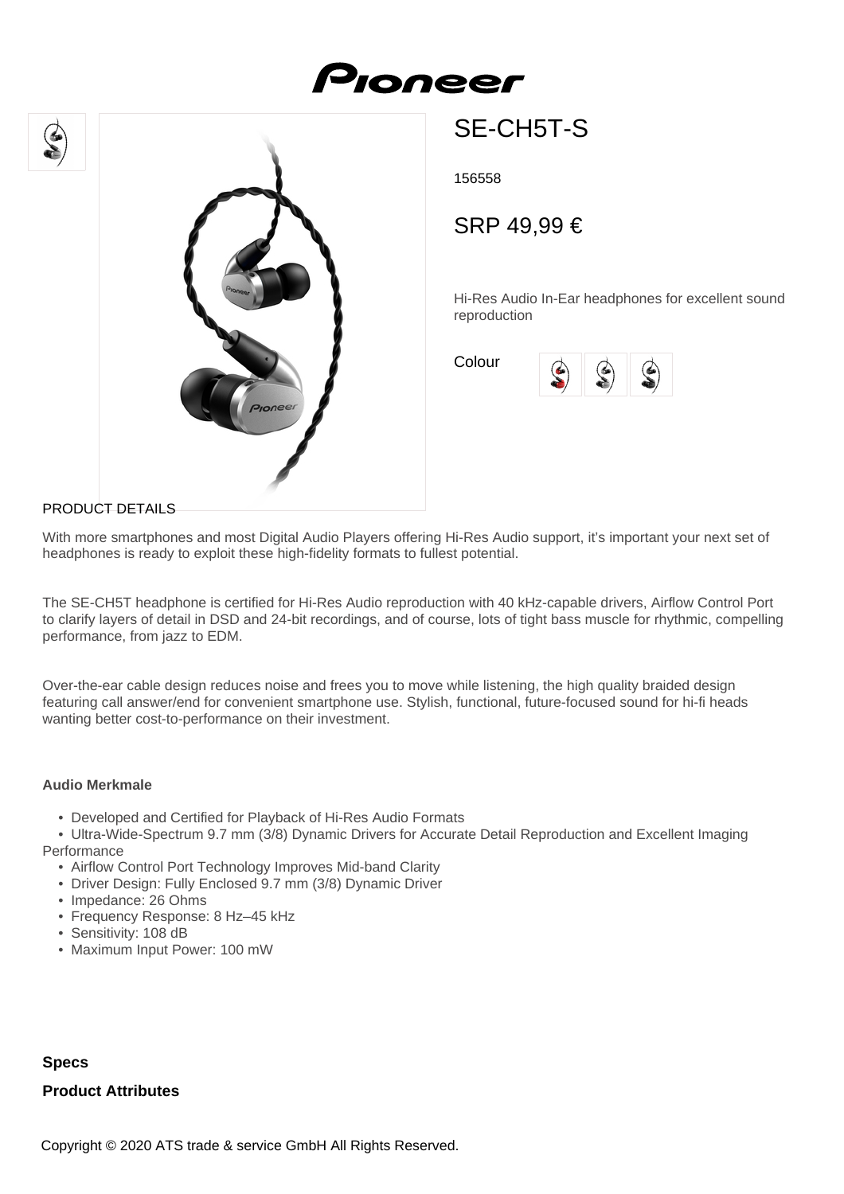# SE-CH5T-S

156558

SRP 49,99 €

Hi-Res Audio In-Ear headphones for excellent sound reproduction

Colour

PRODUCT DETAILS

With more smartphones and most Digital Audio Players offering Hi-Res Audio support, it's important your next set of headphones is ready to exploit these high-fidelity formats to fullest potential.

The SE-CH5T headphone is certified for Hi-Res Audio reproduction with 40 kHz-capable drivers, Airflow Control Port to clarify layers of detail in DSD and 24-bit recordings, and of course, lots of tight bass muscle for rhythmic, compelling performance, from jazz to EDM.

Over-the-ear cable design reduces noise and frees you to move while listening, the high quality braided design featuring call answer/end for convenient smartphone use. Stylish, functional, future-focused sound for hi-fi heads wanting better cost-to-performance on their investment.

**Audio Merkmale**

- Developed and Certified for Playback of Hi-Res Audio Formats
- Ultra-Wide-Spectrum 9.7 mm (3/8) Dynamic Drivers for Accurate Detail Reproduction and Excellent Imaging Performance
- Airflow Control Port Technology Improves Mid-band Clarity
- Driver Design: Fully Enclosed 9.7 mm (3/8) Dynamic Driver
- Impedance: 26 Ohms
- Frequency Response: 8 Hz–45 kHz
- Sensitivity: 108 dB
- Maximum Input Power: 100 mW

**Specs**

**Product Attributes**

Copyright © 2020 ATS trade & service GmbH All Rights Reserved.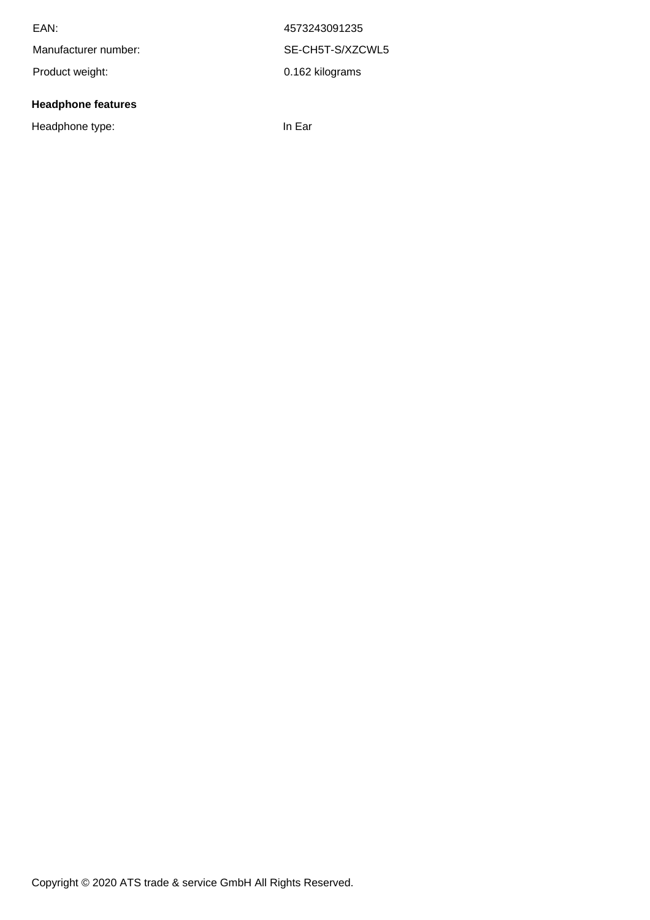| | |
|---|---|
| EAN: | 4573243091235 |
| Manufacturer number: | SE-CH5T-S/XZCWL5 |
| Product weight: | 0.162 kilograms |

**Headphone features**

| | |
|---|---|
| Headphone type: | In Ear |

Copyright © 2020 ATS trade & service GmbH All Rights Reserved.